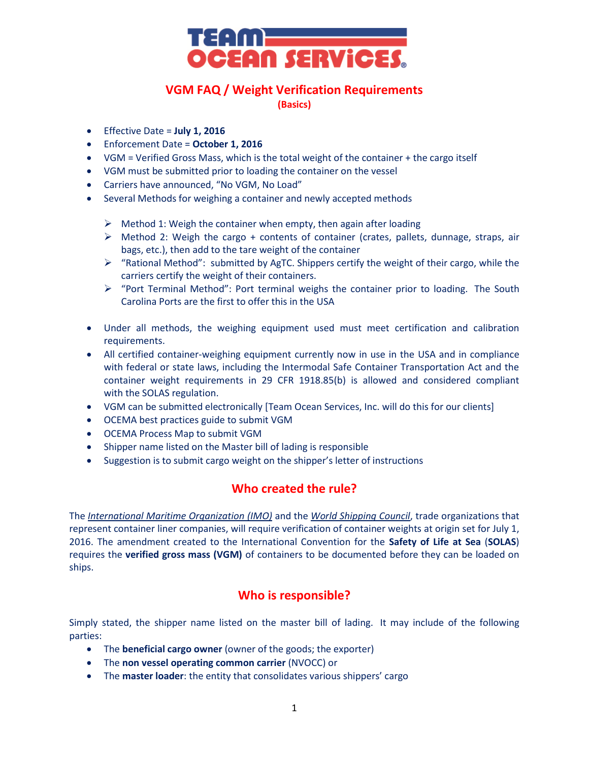# TEAM OCEAN SERVICES

## VGM FAQ / Weight Verification Requirements

**(Basics)**

- Effective Date = **July 1, 2016**
- Enforcement Date = **October 1, 2016**
- VGM = Verified Gross Mass, which is the total weight of the container + the cargo itself
- VGM must be submitted prior to loading the container on the vessel
- Carriers have announced, "No VGM, No Load"
- Several Methods for weighing a container and newly accepted methods
  - Method 1: Weigh the container when empty, then again after loading
  - Method 2: Weigh the cargo + contents of container (crates, pallets, dunnage, straps, air bags, etc.), then add to the tare weight of the container
  - "Rational Method": submitted by AgTC. Shippers certify the weight of their cargo, while the carriers certify the weight of their containers.
  - "Port Terminal Method": Port terminal weighs the container prior to loading. The South Carolina Ports are the first to offer this in the USA
- Under all methods, the weighing equipment used must meet certification and calibration requirements.
- All certified container-weighing equipment currently now in use in the USA and in compliance with federal or state laws, including the Intermodal Safe Container Transportation Act and the container weight requirements in 29 CFR 1918.85(b) is allowed and considered compliant with the SOLAS regulation.
- VGM can be submitted electronically [Team Ocean Services, Inc. will do this for our clients]
- OCEMA best practices guide to submit VGM
- OCEMA Process Map to submit VGM
- Shipper name listed on the Master bill of lading is responsible
- Suggestion is to submit cargo weight on the shipper's letter of instructions

## Who created the rule?

The *International Maritime Organization (IMO)* and the *World Shipping Council*, trade organizations that represent container liner companies, will require verification of container weights at origin set for July 1, 2016. The amendment created to the International Convention for the **Safety of Life at Sea** (**SOLAS**) requires the **verified gross mass (VGM)** of containers to be documented before they can be loaded on ships.

## Who is responsible?

Simply stated, the shipper name listed on the master bill of lading. It may include of the following parties:

- The **beneficial cargo owner** (owner of the goods; the exporter)
- The **non vessel operating common carrier** (NVOCC) or
- The **master loader**: the entity that consolidates various shippers' cargo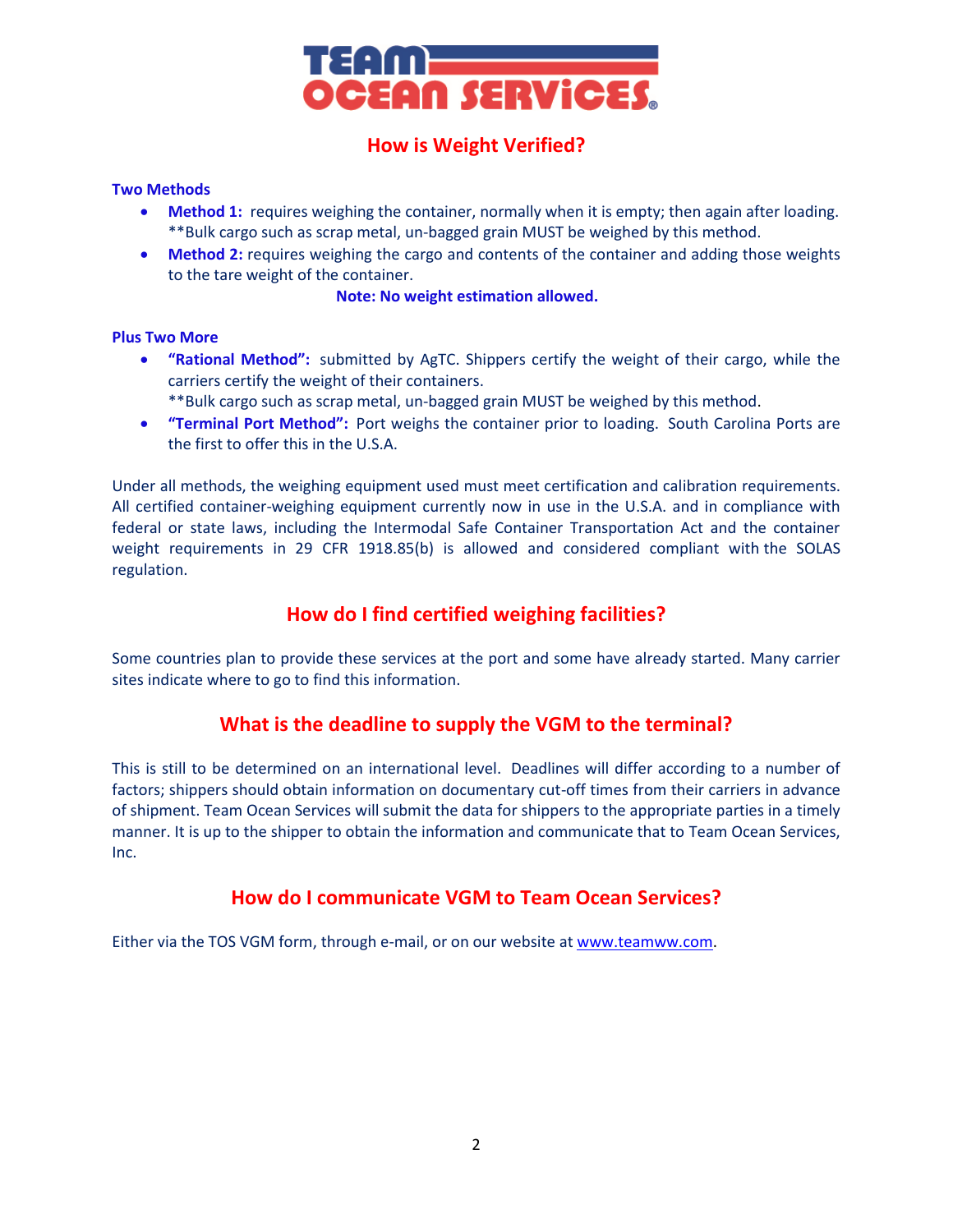## How is Weight Verified?

**Two Methods**

- **Method 1:** requires weighing the container, normally when it is empty; then again after loading. **Bulk cargo such as scrap metal, un-bagged grain MUST be weighed by this method.
- **Method 2:** requires weighing the cargo and contents of the container and adding those weights to the tare weight of the container.

**Note: No weight estimation allowed.**

**Plus Two More**

- **"Rational Method":** submitted by AgTC. Shippers certify the weight of their cargo, while the carriers certify the weight of their containers. **Bulk cargo such as scrap metal, un-bagged grain MUST be weighed by this method.
- **"Terminal Port Method":** Port weighs the container prior to loading. South Carolina Ports are the first to offer this in the U.S.A.

Under all methods, the weighing equipment used must meet certification and calibration requirements. All certified container-weighing equipment currently now in use in the U.S.A. and in compliance with federal or state laws, including the Intermodal Safe Container Transportation Act and the container weight requirements in 29 CFR 1918.85(b) is allowed and considered compliant with the SOLAS regulation.

## How do I find certified weighing facilities?

Some countries plan to provide these services at the port and some have already started. Many carrier sites indicate where to go to find this information.

## What is the deadline to supply the VGM to the terminal?

This is still to be determined on an international level. Deadlines will differ according to a number of factors; shippers should obtain information on documentary cut-off times from their carriers in advance of shipment. Team Ocean Services will submit the data for shippers to the appropriate parties in a timely manner. It is up to the shipper to obtain the information and communicate that to Team Ocean Services, Inc.

## How do I communicate VGM to Team Ocean Services?

Either via the TOS VGM form, through e-mail, or on our website at www.teamww.com.